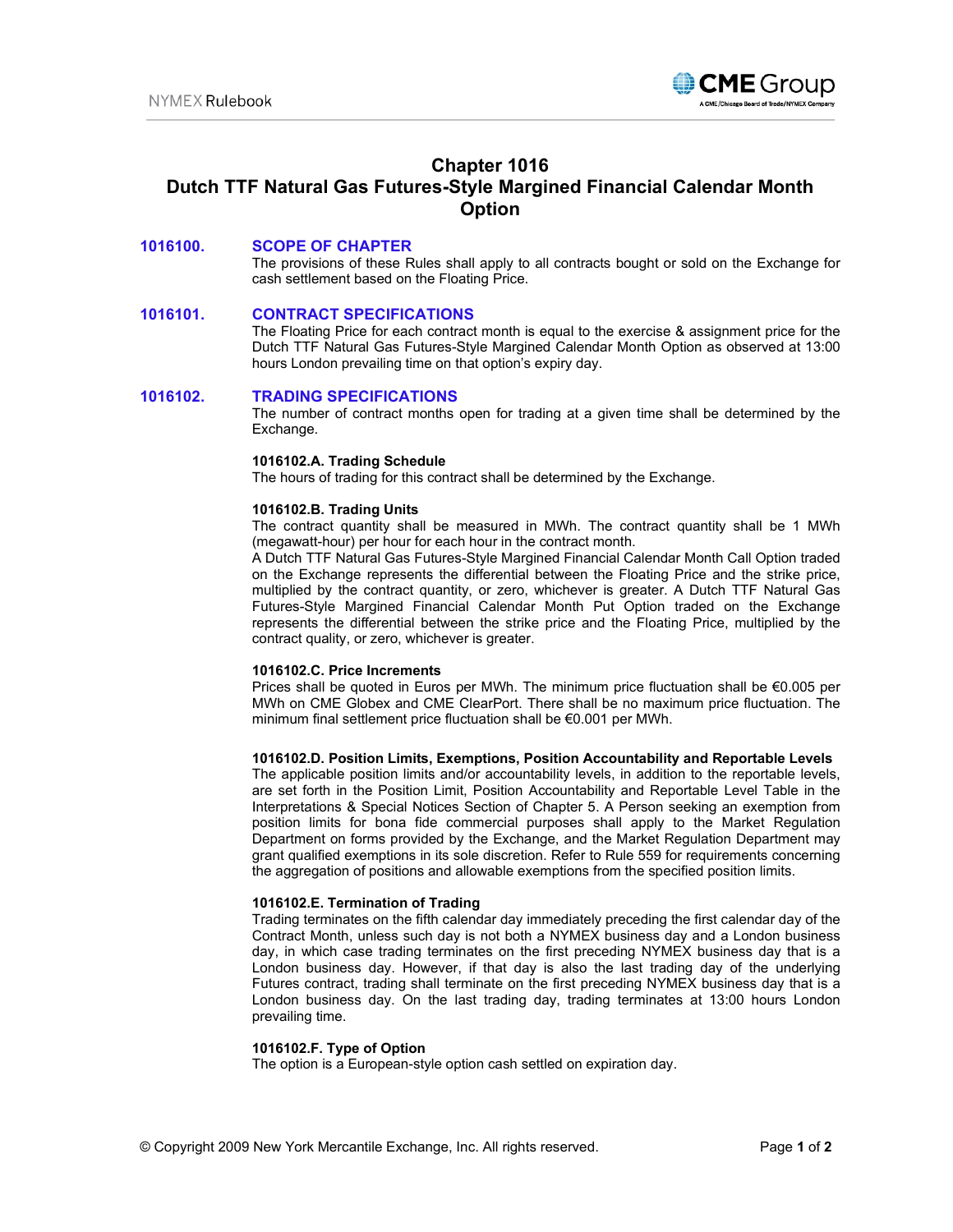# Chapter 1016
# Dutch TTF Natural Gas Futures-Style Margined Financial Calendar Month Option

## 1016100. SCOPE OF CHAPTER

The provisions of these Rules shall apply to all contracts bought or sold on the Exchange for cash settlement based on the Floating Price.

## 1016101. CONTRACT SPECIFICATIONS

The Floating Price for each contract month is equal to the exercise & assignment price for the Dutch TTF Natural Gas Futures-Style Margined Calendar Month Option as observed at 13:00 hours London prevailing time on that option's expiry day.

## 1016102. TRADING SPECIFICATIONS

The number of contract months open for trading at a given time shall be determined by the Exchange.

### 1016102.A. Trading Schedule

The hours of trading for this contract shall be determined by the Exchange.

### 1016102.B. Trading Units

The contract quantity shall be measured in MWh. The contract quantity shall be 1 MWh (megawatt-hour) per hour for each hour in the contract month.

A Dutch TTF Natural Gas Futures-Style Margined Financial Calendar Month Call Option traded on the Exchange represents the differential between the Floating Price and the strike price, multiplied by the contract quantity, or zero, whichever is greater. A Dutch TTF Natural Gas Futures-Style Margined Financial Calendar Month Put Option traded on the Exchange represents the differential between the strike price and the Floating Price, multiplied by the contract quality, or zero, whichever is greater.

### 1016102.C. Price Increments

Prices shall be quoted in Euros per MWh. The minimum price fluctuation shall be €0.005 per MWh on CME Globex and CME ClearPort. There shall be no maximum price fluctuation. The minimum final settlement price fluctuation shall be €0.001 per MWh.

### 1016102.D. Position Limits, Exemptions, Position Accountability and Reportable Levels

The applicable position limits and/or accountability levels, in addition to the reportable levels, are set forth in the Position Limit, Position Accountability and Reportable Level Table in the Interpretations & Special Notices Section of Chapter 5. A Person seeking an exemption from position limits for bona fide commercial purposes shall apply to the Market Regulation Department on forms provided by the Exchange, and the Market Regulation Department may grant qualified exemptions in its sole discretion. Refer to Rule 559 for requirements concerning the aggregation of positions and allowable exemptions from the specified position limits.

### 1016102.E. Termination of Trading

Trading terminates on the fifth calendar day immediately preceding the first calendar day of the Contract Month, unless such day is not both a NYMEX business day and a London business day, in which case trading terminates on the first preceding NYMEX business day that is a London business day. However, if that day is also the last trading day of the underlying Futures contract, trading shall terminate on the first preceding NYMEX business day that is a London business day. On the last trading day, trading terminates at 13:00 hours London prevailing time.

### 1016102.F. Type of Option

The option is a European-style option cash settled on expiration day.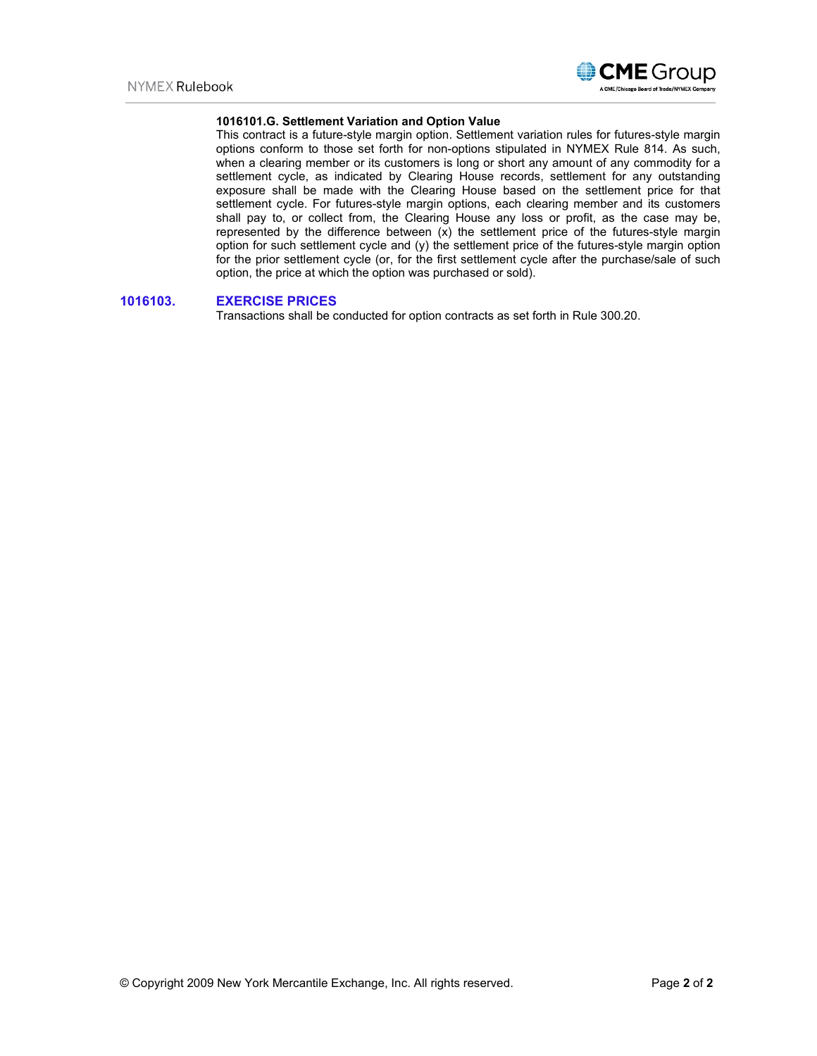### 1016101.G. Settlement Variation and Option Value

This contract is a future-style margin option. Settlement variation rules for futures-style margin options conform to those set forth for non-options stipulated in NYMEX Rule 814. As such, when a clearing member or its customers is long or short any amount of any commodity for a settlement cycle, as indicated by Clearing House records, settlement for any outstanding exposure shall be made with the Clearing House based on the settlement price for that settlement cycle. For futures-style margin options, each clearing member and its customers shall pay to, or collect from, the Clearing House any loss or profit, as the case may be, represented by the difference between (x) the settlement price of the futures-style margin option for such settlement cycle and (y) the settlement price of the futures-style margin option for the prior settlement cycle (or, for the first settlement cycle after the purchase/sale of such option, the price at which the option was purchased or sold).

## 1016103. EXERCISE PRICES

Transactions shall be conducted for option contracts as set forth in Rule 300.20.